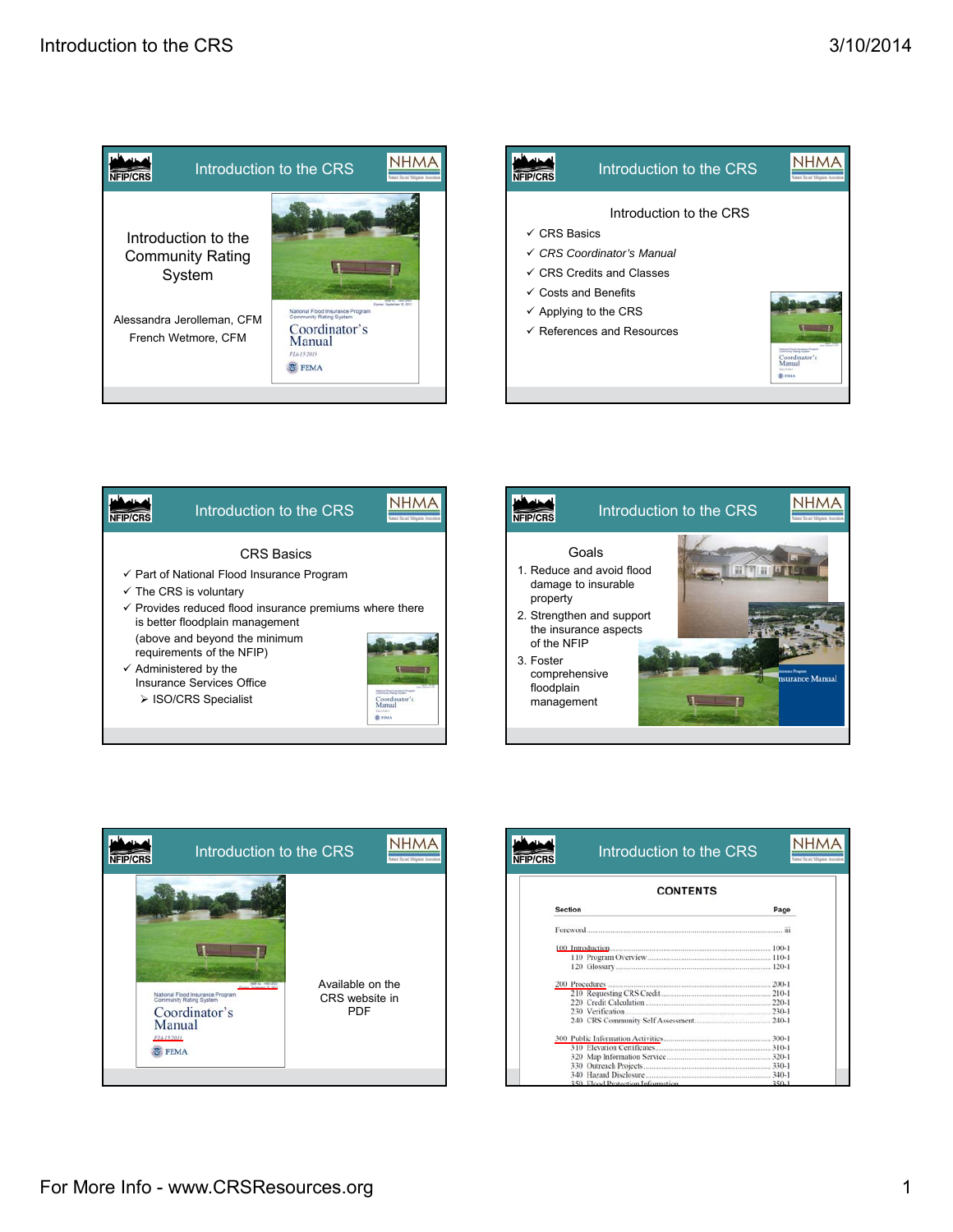## Introduction to the CRS

Introduction to the Community Rating System

Alessandra Jerolleman, CFM

French Wetmore, CFM

## Introduction to the CRS

Introduction to the CRS

- ✓ CRS Basics
- ✓ *CRS Coordinator's Manual*
- ✓ CRS Credits and Classes
- ✓ Costs and Benefits
- ✓ Applying to the CRS
- ✓ References and Resources

## Introduction to the CRS

CRS Basics

- ✓ Part of National Flood Insurance Program
- ✓ The CRS is voluntary
- ✓ Provides reduced flood insurance premiums where there is better floodplain management
  (above and beyond the minimum requirements of the NFIP)
- ✓ Administered by the Insurance Services Office
  - ➢ ISO/CRS Specialist

## Introduction to the CRS

Goals

1. Reduce and avoid flood damage to insurable property
2. Strengthen and support the insurance aspects of the NFIP
3. Foster comprehensive floodplain management

## Introduction to the CRS

Available on the CRS website in PDF

## Introduction to the CRS

CONTENTS

| Section | Page |
|---|---|
| Foreword | iii |
| 100 Introduction | 100-1 |
| 110 Program Overview | 110-1 |
| 120 Glossary | 120-1 |
| 200 Procedures | 200-1 |
| 210 Requesting CRS Credit | 210-1 |
| 220 Credit Calculation | 220-1 |
| 230 Verification | 230-1 |
| 240 CRS Community Self Assessment | 240-1 |
| 300 Public Information Activities | 300-1 |
| 310 Elevation Certificates | 310-1 |
| 320 Map Information Service | 320-1 |
| 330 Outreach Projects | 330-1 |
| 340 Hazard Disclosure | 340-1 |
| 350 Flood Protection Information | 350-1 |

For More Info - www.CRSResources.org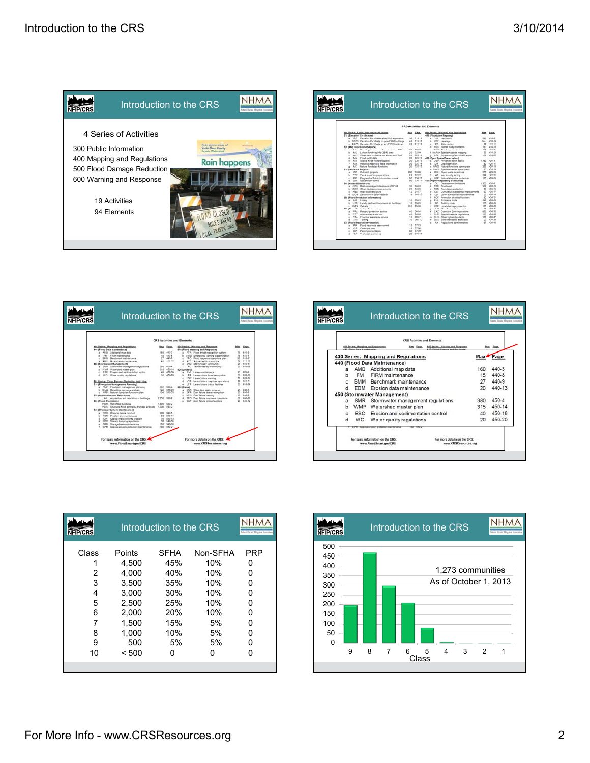## Introduction to the CRS

4 Series of Activities

300 Public Information
400 Mapping and Regulations
500 Flood Damage Reduction
600 Warning and Response

19 Activities
94 Elements

## Introduction to the CRS

CRS Activities and Elements

## Introduction to the CRS

CRS Activities and Elements

For basic information on the CRS: www.FloodSmart.gov/CRS

For more details on the CRS: www.CRSResources.org

## Introduction to the CRS

| 400 Series: Mapping and Regulations | | | Max | Page |
|---|---|---|---|---|
| 440 (Flood Data Maintenance) | | | | |
| a | AMD | Additional map data | 160 | 440-3 |
| b | FM | FIRM maintenance | 15 | 440-8 |
| c | BMM | Benchmark maintenance | 27 | 440-9 |
| d | EDM | Erosion data maintenance | 20 | 440-13 |
| 450 (Stormwater Management) | | | | |
| a | SMR | Stormwater management regulations | 380 | 450-4 |
| b | WMP | Watershed master plan | 315 | 450-14 |
| c | ESC | Erosion and sedimentation control | 40 | 450-18 |
| d | WQ | Water quality regulations | 20 | 450-20 |

For basic information on the CRS: www.FloodSmart.gov/CRS

For more details on the CRS: www.CRSResources.org

## Introduction to the CRS

| Class | Points | SFHA | Non-SFHA | PRP |
|---|---|---|---|---|
| 1 | 4,500 | 45% | 10% | 0 |
| 2 | 4,000 | 40% | 10% | 0 |
| 3 | 3,500 | 35% | 10% | 0 |
| 4 | 3,000 | 30% | 10% | 0 |
| 5 | 2,500 | 25% | 10% | 0 |
| 6 | 2,000 | 20% | 10% | 0 |
| 7 | 1,500 | 15% | 5% | 0 |
| 8 | 1,000 | 10% | 5% | 0 |
| 9 | 500 | 5% | 5% | 0 |
| 10 | < 500 | 0 | 0 | 0 |

## Introduction to the CRS

1,273 communities
As of October 1, 2013

Class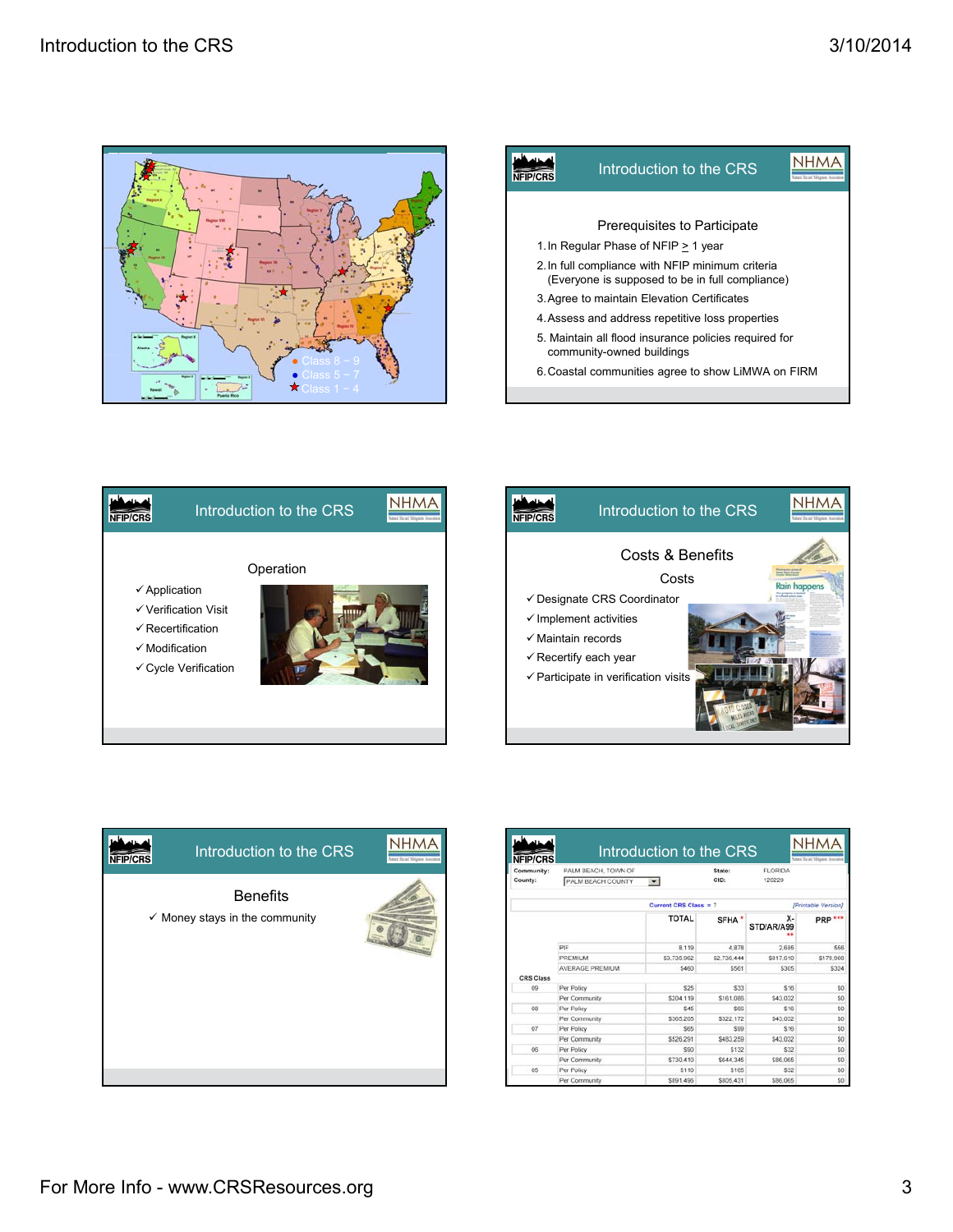Class 8 – 9
Class 5 – 7
Class 1 – 4

## Introduction to the CRS

### Prerequisites to Participate

1. In Regular Phase of NFIP ≥ 1 year
2. In full compliance with NFIP minimum criteria (Everyone is supposed to be in full compliance)
3. Agree to maintain Elevation Certificates
4. Assess and address repetitive loss properties
5. Maintain all flood insurance policies required for community-owned buildings
6. Coastal communities agree to show LiMWA on FIRM

## Introduction to the CRS

### Operation

- ✓ Application
- ✓ Verification Visit
- ✓ Recertification
- ✓ Modification
- ✓ Cycle Verification

## Introduction to the CRS

### Costs & Benefits

#### Costs

- ✓ Designate CRS Coordinator
- ✓ Implement activities
- ✓ Maintain records
- ✓ Recertify each year
- ✓ Participate in verification visits

## Introduction to the CRS

### Benefits

- ✓ Money stays in the community

## Introduction to the CRS

Community: PALM BEACH, TOWN OF — State: FLORIDA
County: PALM BEACH COUNTY — CID: 120220

Current CRS Class = 7 — [Printable Version]

| CRS Class | | TOTAL | SFHA * | X-STD/AR/A99 ** | PRP *** |
|---|---|---|---|---|---|
| | PIF | 8,119 | 4,878 | 2,685 | 556 |
| | PREMIUM | $3,735,962 | $2,736,444 | $817,610 | $179,908 |
| | AVERAGE PREMIUM | $460 | $561 | $305 | $324 |
| 09 | Per Policy | $25 | $33 | $16 | $0 |
| | Per Community | $204,119 | $161,086 | $43,032 | $0 |
| 08 | Per Policy | $45 | $66 | $16 | $0 |
| | Per Community | $365,205 | $322,172 | $43,032 | $0 |
| 07 | Per Policy | $65 | $99 | $16 | $0 |
| | Per Community | $526,291 | $483,259 | $43,032 | $0 |
| 06 | Per Policy | $90 | $132 | $32 | $0 |
| | Per Community | $730,410 | $644,345 | $86,065 | $0 |
| 05 | Per Policy | $110 | $165 | $32 | $0 |
| | Per Community | $891,496 | $805,431 | $86,065 | $0 |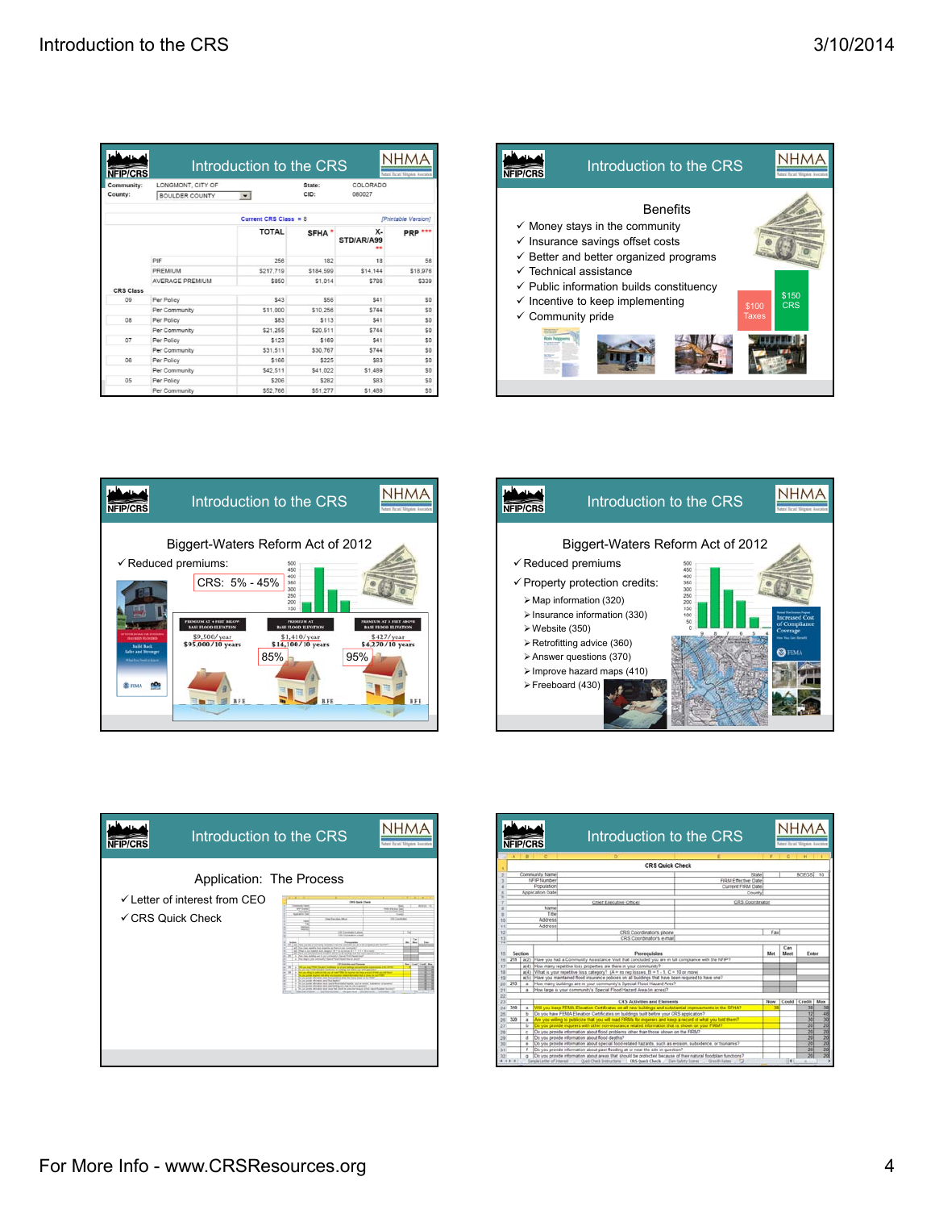## Introduction to the CRS

Community: LONGMONT, CITY OF — State: COLORADO
County: BOULDER COUNTY — CID: 080027

Current CRS Class = 8 [Printable Version]

| CRS Class | | TOTAL | SFHA * | X-STD/AR/A99 ** | PRP *** |
|---|---|---|---|---|---|
| | PIF | 256 | 182 | 18 | 56 |
| | PREMIUM | $217,719 | $184,599 | $14,144 | $18,976 |
| | AVERAGE PREMIUM | $850 | $1,014 | $786 | $339 |
| 09 | Per Policy | $43 | $56 | $41 | $0 |
| | Per Community | $11,000 | $10,256 | $744 | $0 |
| 08 | Per Policy | $83 | $113 | $41 | $0 |
| | Per Community | $21,255 | $20,511 | $744 | $0 |
| 07 | Per Policy | $123 | $169 | $41 | $0 |
| | Per Community | $31,511 | $30,767 | $744 | $0 |
| 06 | Per Policy | $166 | $225 | $83 | $0 |
| | Per Community | $42,511 | $41,022 | $1,489 | $0 |
| 05 | Per Policy | $206 | $282 | $83 | $0 |
| | Per Community | $52,766 | $51,277 | $1,489 | $0 |

## Introduction to the CRS

### Benefits

- ✓ Money stays in the community
- ✓ Insurance savings offset costs
- ✓ Better and better organized programs
- ✓ Technical assistance
- ✓ Public information builds constituency
- ✓ Incentive to keep implementing
- ✓ Community pride

$100 Taxes — $150 CRS

## Introduction to the CRS

### Biggert-Waters Reform Act of 2012

- ✓ Reduced premiums:

CRS: 5% - 45%

| PREMIUM AT 4 FEET BELOW BASE FLOOD ELEVATION | PREMIUM AT BASE FLOOD ELEVATION | PREMIUM AT 3 FEET ABOVE BASE FLOOD ELEVATION |
|---|---|---|
| $9,500/year $95,000/10 years | $1,410/year $14,100/10 years | $427/year $4,270/10 years |
| | 85% | 95% |

## Introduction to the CRS

### Biggert-Waters Reform Act of 2012

- ✓ Reduced premiums
- ✓ Property protection credits:
  - ➢ Map information (320)
  - ➢ Insurance information (330)
  - ➢ Website (350)
  - ➢ Retrofitting advice (360)
  - ➢ Answer questions (370)
  - ➢ Improve hazard maps (410)
  - ➢ Freeboard (430)

## Introduction to the CRS

### Application: The Process

- ✓ Letter of interest from CEO
- ✓ CRS Quick Check

## Introduction to the CRS

CRS Quick Check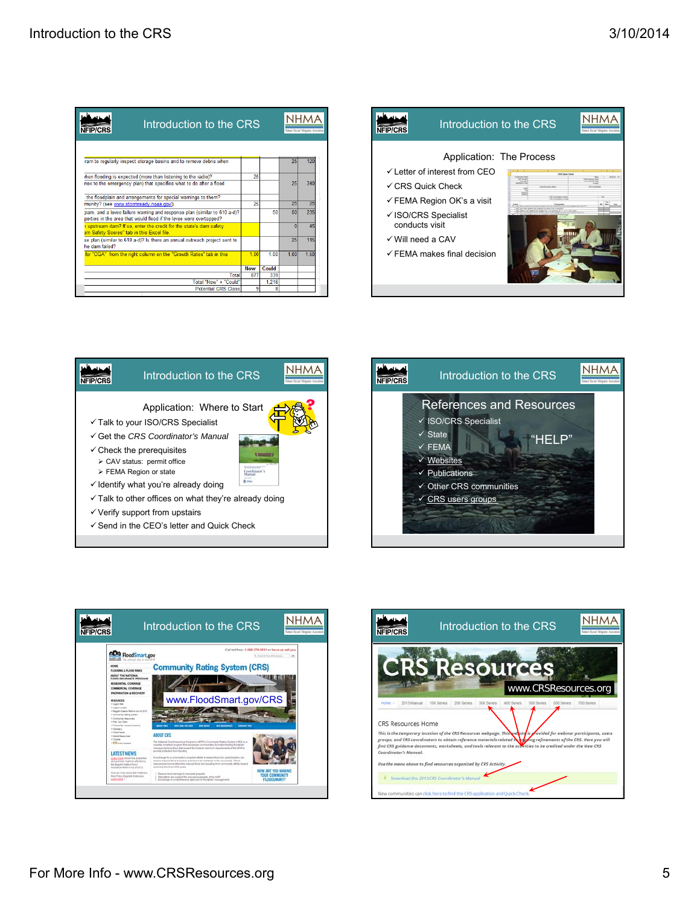## Introduction to the CRS

| | | | | | |
|---|---|---|---|---|---|
| ram to regularly inspect storage basins and to remove debris when | | | | 25 | 120 |
| hen flooding is expected (more than listening to the radio)? | 25 | | | | |
| nex to the emergency plan) that specifies what to do after a flood | | | | 25 | 340 |
| the floodplain and arrangements for special warnings to them? | | | | | |
| munity? (see www.stormready.noaa.gov) | 25 | | | 25 | 25 |
| gram, and a levee failure warning and response plan (similar to 610 a-d)? perties in the area that would flood if the levee were overtopped? | | 50 | | 50 | 235 |
| upstream dam? If so, enter the credit for the state's dam safety am Safety Scores" tab in the Excel file. | | | | 0 | 45 |
| se plan (similar to 610 a-d)? Is there an annual outreach project sent to he dam failed? | | | | 25 | 115 |
| for "CGA" from the right column on the "Growth Rates" tab in this | 1.00 | 1.00 | | 1.00 | 1.50 |
| | Now | Could | | | |
| Total | 877 | 339 | | | |
| Total "Now" + "Could" | | 1,216 | | | |
| Potential CRS Class | 9 | 8 | | | |

## Introduction to the CRS

### Application: The Process

- ✓ Letter of interest from CEO
- ✓ CRS Quick Check
- ✓ FEMA Region OK's a visit
- ✓ ISO/CRS Specialist conducts visit
- ✓ Will need a CAV
- ✓ FEMA makes final decision

## Introduction to the CRS

### Application: Where to Start

- ✓ Talk to your ISO/CRS Specialist
- ✓ Get the *CRS Coordinator's Manual*
- ✓ Check the prerequisites
  - ➢ CAV status: permit office
  - ➢ FEMA Region or state
- ✓ Identify what you're already doing
- ✓ Talk to other offices on what they're already doing
- ✓ Verify support from upstairs
- ✓ Send in the CEO's letter and Quick Check

## Introduction to the CRS

### References and Resources

- ✓ ISO/CRS Specialist
- ✓ State
- ✓ FEMA
- ✓ Websites
- ✓ Publications
- ✓ Other CRS communities
- ✓ CRS users groups

"HELP"

## Introduction to the CRS

www.FloodSmart.gov/CRS

## Introduction to the CRS

CRS Resources

www.CRSResources.org

For More Info - www.CRSResources.org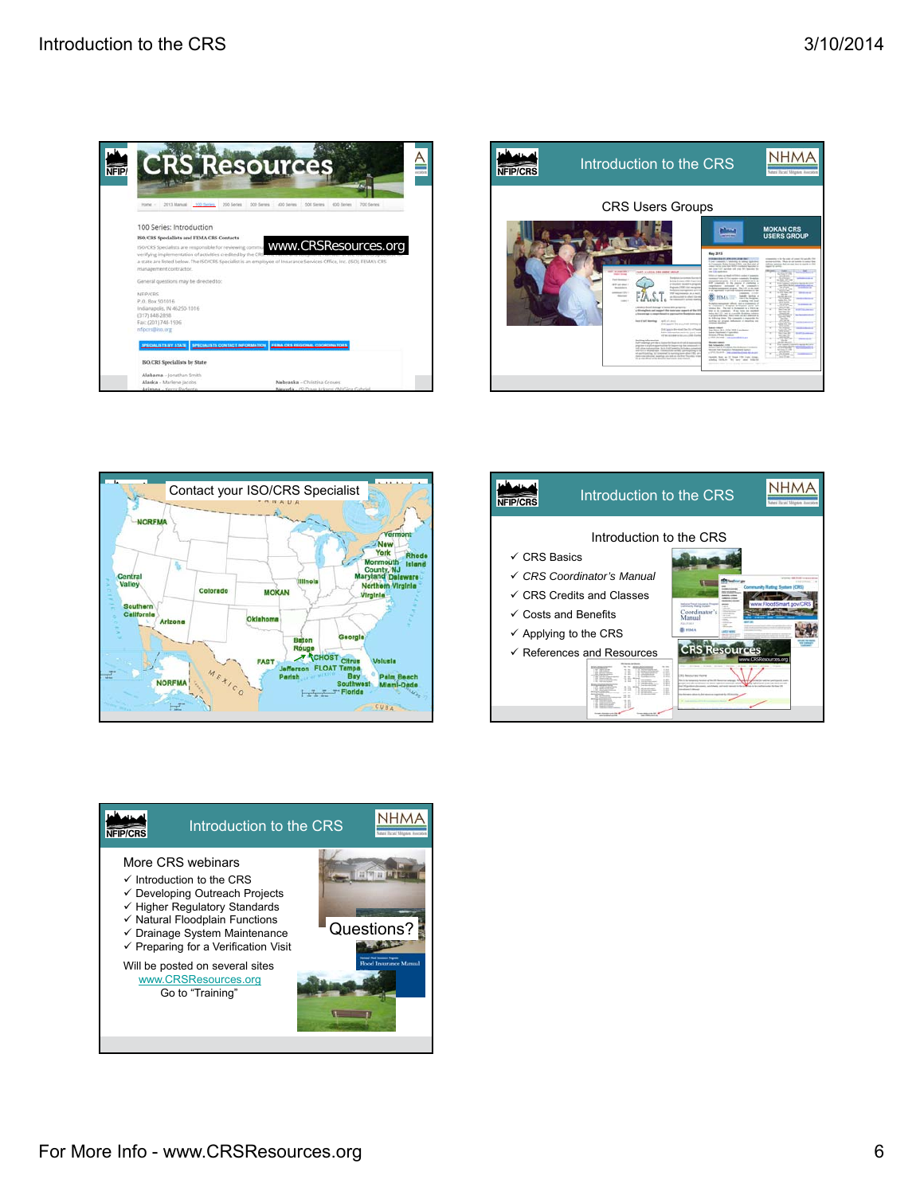## CRS Resources

Home | 2013 Manual | 100 Series | 200 Series | 300 Series | 400 Series | 500 Series | 600 Series | 700 Series

100 Series: Introduction

ISO/CRS Specialists and FEMA CRS Contacts

www.CRSResources.org

ISO/CRS Specialists are responsible for reviewing communities' applications and verifying implementation of activities credited by the CRS. ... a state are listed below. The ISO/CRS Specialist is an employee of Insurance Services Office, Inc. (ISO), FEMA's CRS management contractor.

General questions may be directed to:

NFIP/CRS
P.O. Box 501016
Indianapolis, IN 46250-1016
(317) 848-2898
Fax: (201) 748-1936
nfipcrs@iso.org

SPECIALISTS BY STATE | SPECIALISTS CONTACT INFORMATION | FEMA CRS REGIONAL COORDINATORS

ISO/CRS Specialists by State

Alabama – Jonathan Smith
Alaska – Marlene Jacobs
Nebraska – Christina Groves

---

## Introduction to the CRS

CRS Users Groups

MOKAN CRS USERS GROUP

---

## Contact your ISO/CRS Specialist

NORFMA, Central Valley, Southern California, Arizona, Colorado, MOKAN, Oklahoma, Illinois, Baton Rouge, FAST, CHOST, Jefferson Parish, FLOAT, Tampa Bay, Citrus, Volusia, Palm Beach, Southwest Florida, Miami-Dade, Georgia, Virginia, Northern Virginia, Maryland, Delaware, Monmouth County, NJ, New York, Rhode Island, Vermont, NORFMA

---

## Introduction to the CRS

Introduction to the CRS

- ✓ CRS Basics
- ✓ *CRS Coordinator's Manual*
- ✓ CRS Credits and Classes
- ✓ Costs and Benefits
- ✓ Applying to the CRS
- ✓ References and Resources

---

## Introduction to the CRS

More CRS webinars

- ✓ Introduction to the CRS
- ✓ Developing Outreach Projects
- ✓ Higher Regulatory Standards
- ✓ Natural Floodplain Functions
- ✓ Drainage System Maintenance
- ✓ Preparing for a Verification Visit

Will be posted on several sites

www.CRSResources.org

Go to "Training"

Questions?

For More Info - www.CRSResources.org